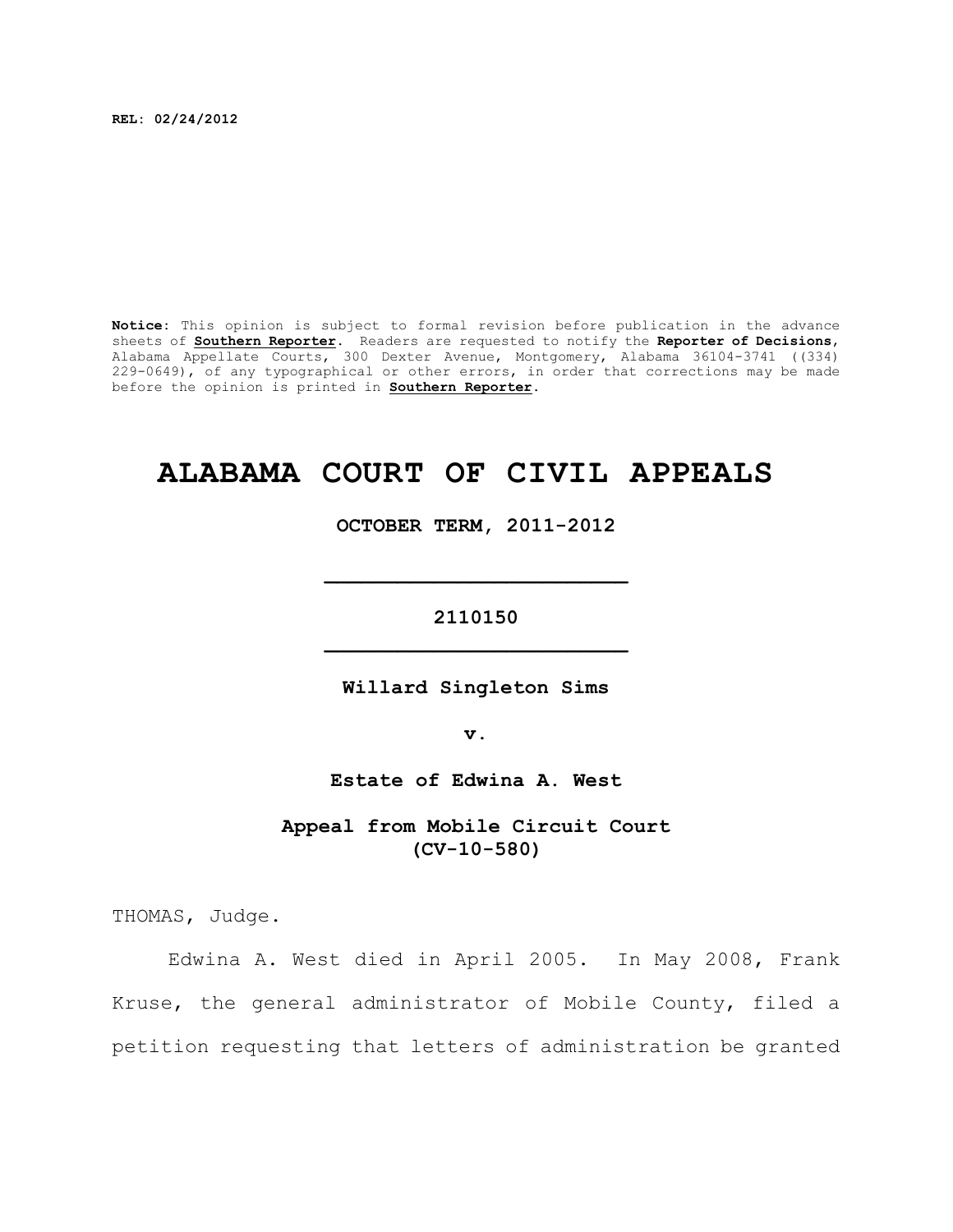**REL: 02/24/2012**

**Notice:** This opinion is subject to formal revision before publication in the advance sheets of **Southern Reporter**. Readers are requested to notify the **Reporter of Decisions**, Alabama Appellate Courts, 300 Dexter Avenue, Montgomery, Alabama 36104-3741 ((334) 229-0649), of any typographical or other errors, in order that corrections may be made before the opinion is printed in **Southern Reporter**.

# ALABAMA COURT OF CIVIL APPEALS

**OCTOBER TERM, 2011-2012**

---

**2110150**

---

**Willard Singleton Sims**

**v.**

**Estate of Edwina A. West**

**Appeal from Mobile Circuit Court (CV-10-580)**

THOMAS, Judge.

Edwina A. West died in April 2005. In May 2008, Frank Kruse, the general administrator of Mobile County, filed a petition requesting that letters of administration be granted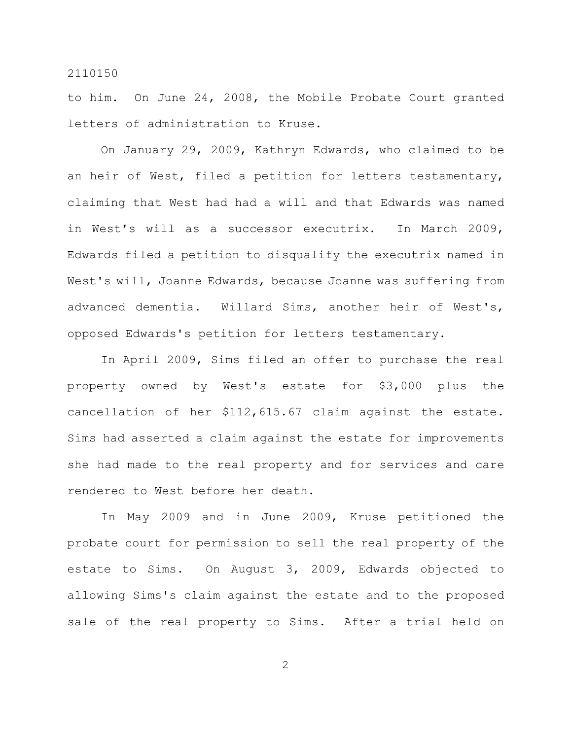to him. On June 24, 2008, the Mobile Probate Court granted letters of administration to Kruse.

On January 29, 2009, Kathryn Edwards, who claimed to be an heir of West, filed a petition for letters testamentary, claiming that West had had a will and that Edwards was named in West's will as a successor executrix. In March 2009, Edwards filed a petition to disqualify the executrix named in West's will, Joanne Edwards, because Joanne was suffering from advanced dementia. Willard Sims, another heir of West's, opposed Edwards's petition for letters testamentary.

In April 2009, Sims filed an offer to purchase the real property owned by West's estate for $3,000 plus the cancellation of her $112,615.67 claim against the estate. Sims had asserted a claim against the estate for improvements she had made to the real property and for services and care rendered to West before her death.

In May 2009 and in June 2009, Kruse petitioned the probate court for permission to sell the real property of the estate to Sims. On August 3, 2009, Edwards objected to allowing Sims's claim against the estate and to the proposed sale of the real property to Sims. After a trial held on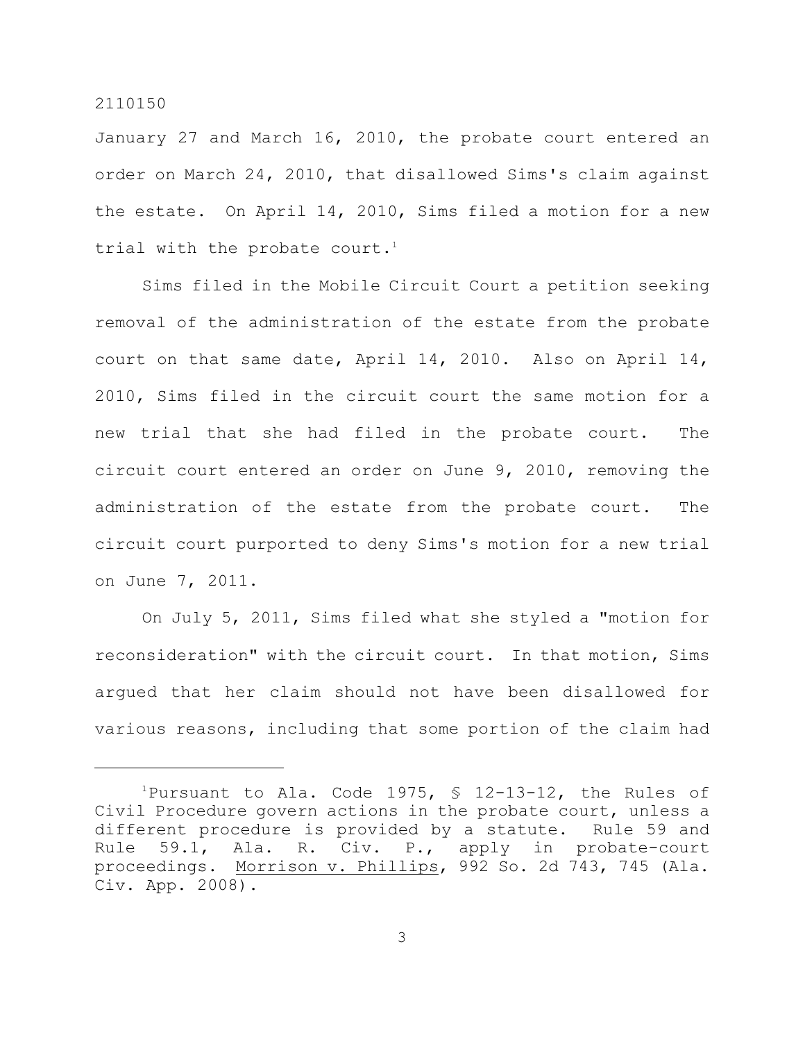January 27 and March 16, 2010, the probate court entered an order on March 24, 2010, that disallowed Sims's claim against the estate. On April 14, 2010, Sims filed a motion for a new trial with the probate court.[1]

Sims filed in the Mobile Circuit Court a petition seeking removal of the administration of the estate from the probate court on that same date, April 14, 2010. Also on April 14, 2010, Sims filed in the circuit court the same motion for a new trial that she had filed in the probate court. The circuit court entered an order on June 9, 2010, removing the administration of the estate from the probate court. The circuit court purported to deny Sims's motion for a new trial on June 7, 2011.

On July 5, 2011, Sims filed what she styled a "motion for reconsideration" with the circuit court. In that motion, Sims argued that her claim should not have been disallowed for various reasons, including that some portion of the claim had

---

[1]Pursuant to Ala. Code 1975, § 12-13-12, the Rules of Civil Procedure govern actions in the probate court, unless a different procedure is provided by a statute. Rule 59 and Rule 59.1, Ala. R. Civ. P., apply in probate-court proceedings. Morrison v. Phillips, 992 So. 2d 743, 745 (Ala. Civ. App. 2008).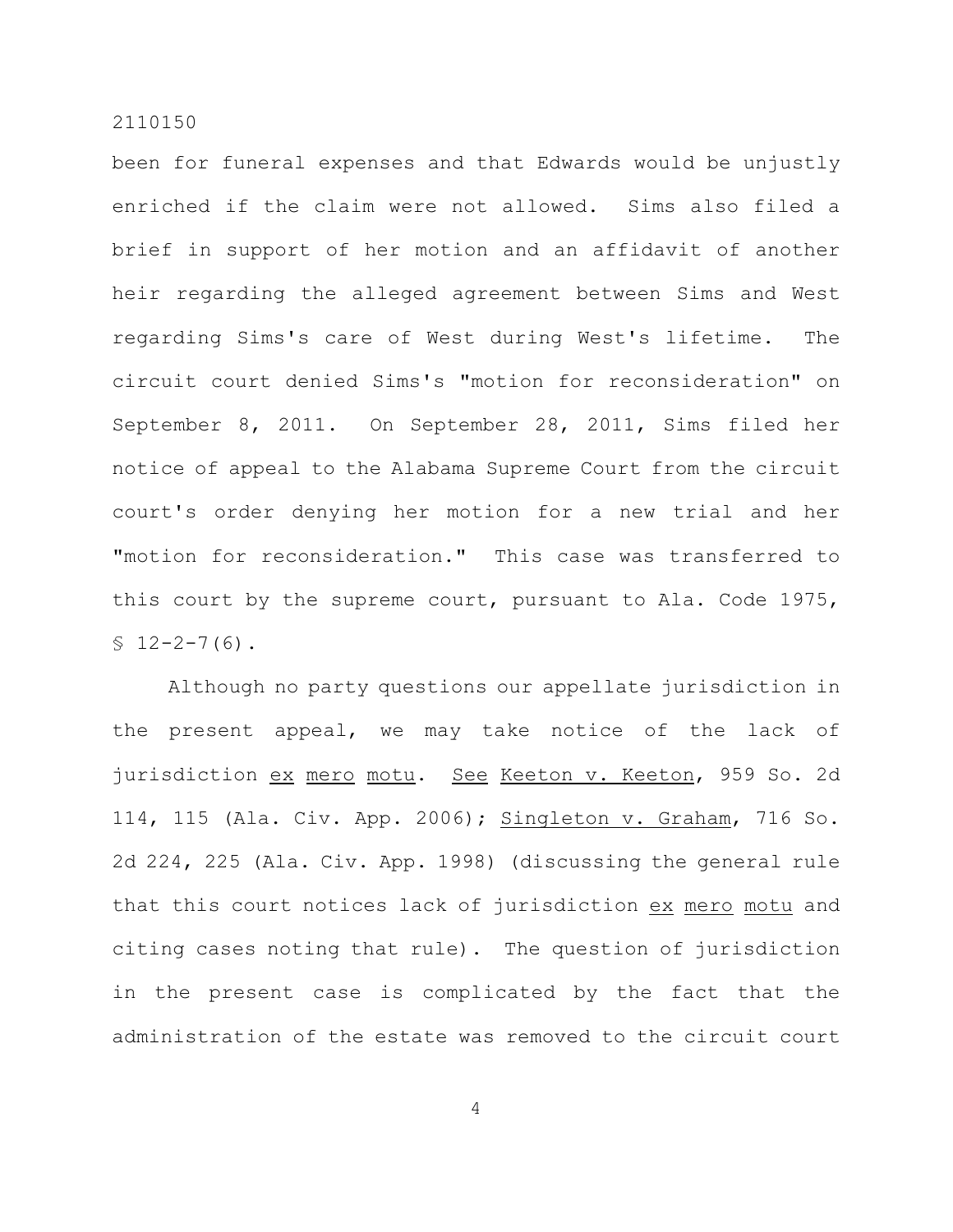been for funeral expenses and that Edwards would be unjustly enriched if the claim were not allowed. Sims also filed a brief in support of her motion and an affidavit of another heir regarding the alleged agreement between Sims and West regarding Sims's care of West during West's lifetime. The circuit court denied Sims's "motion for reconsideration" on September 8, 2011. On September 28, 2011, Sims filed her notice of appeal to the Alabama Supreme Court from the circuit court's order denying her motion for a new trial and her "motion for reconsideration." This case was transferred to this court by the supreme court, pursuant to Ala. Code 1975, § 12-2-7(6).

Although no party questions our appellate jurisdiction in the present appeal, we may take notice of the lack of jurisdiction _ex mero motu_. _See_ _Keeton v. Keeton_, 959 So. 2d 114, 115 (Ala. Civ. App. 2006); _Singleton v. Graham_, 716 So. 2d 224, 225 (Ala. Civ. App. 1998) (discussing the general rule that this court notices lack of jurisdiction _ex mero motu_ and citing cases noting that rule). The question of jurisdiction in the present case is complicated by the fact that the administration of the estate was removed to the circuit court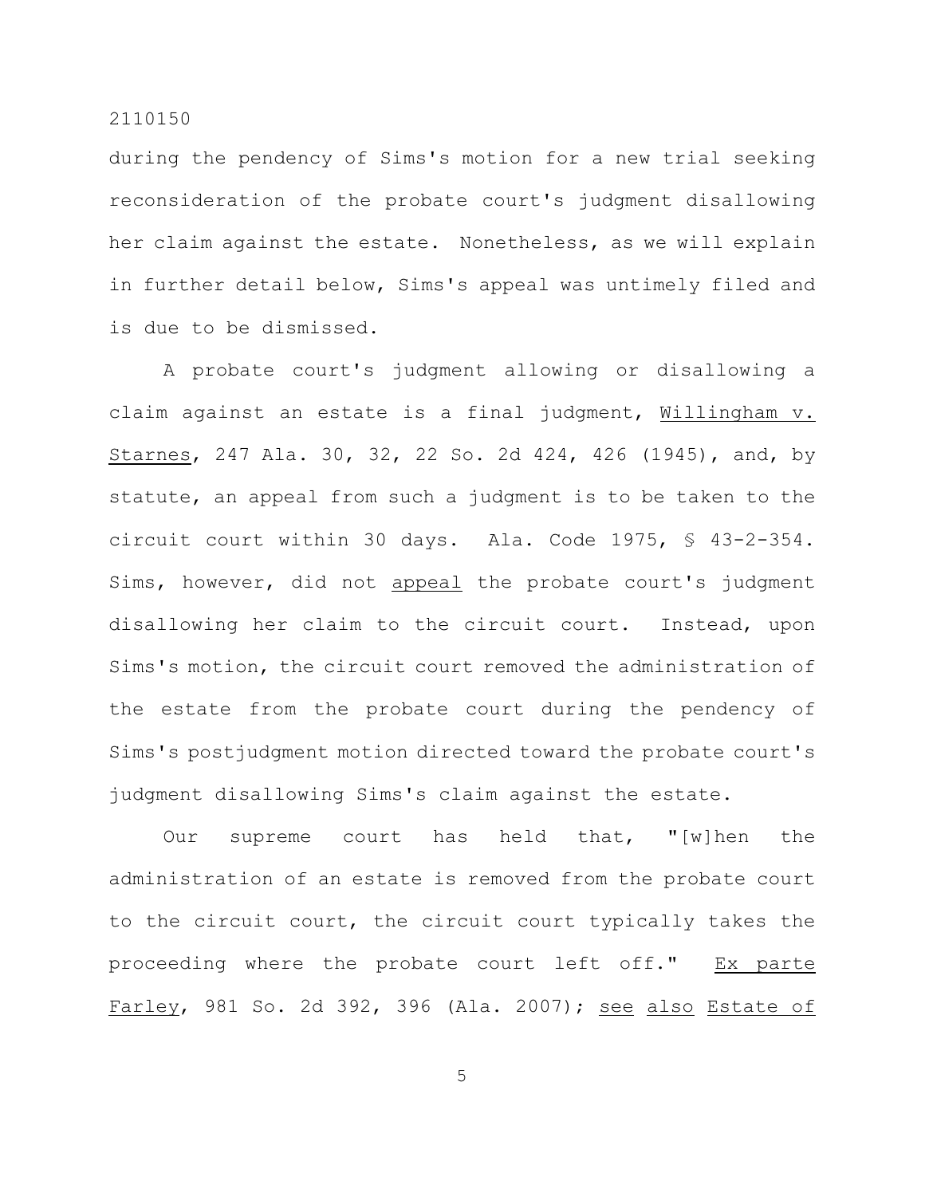during the pendency of Sims's motion for a new trial seeking reconsideration of the probate court's judgment disallowing her claim against the estate. Nonetheless, as we will explain in further detail below, Sims's appeal was untimely filed and is due to be dismissed.

A probate court's judgment allowing or disallowing a claim against an estate is a final judgment, Willingham v. Starnes, 247 Ala. 30, 32, 22 So. 2d 424, 426 (1945), and, by statute, an appeal from such a judgment is to be taken to the circuit court within 30 days. Ala. Code 1975, § 43-2-354. Sims, however, did not appeal the probate court's judgment disallowing her claim to the circuit court. Instead, upon Sims's motion, the circuit court removed the administration of the estate from the probate court during the pendency of Sims's postjudgment motion directed toward the probate court's judgment disallowing Sims's claim against the estate.

Our supreme court has held that, "[w]hen the administration of an estate is removed from the probate court to the circuit court, the circuit court typically takes the proceeding where the probate court left off." Ex parte Farley, 981 So. 2d 392, 396 (Ala. 2007); see also Estate of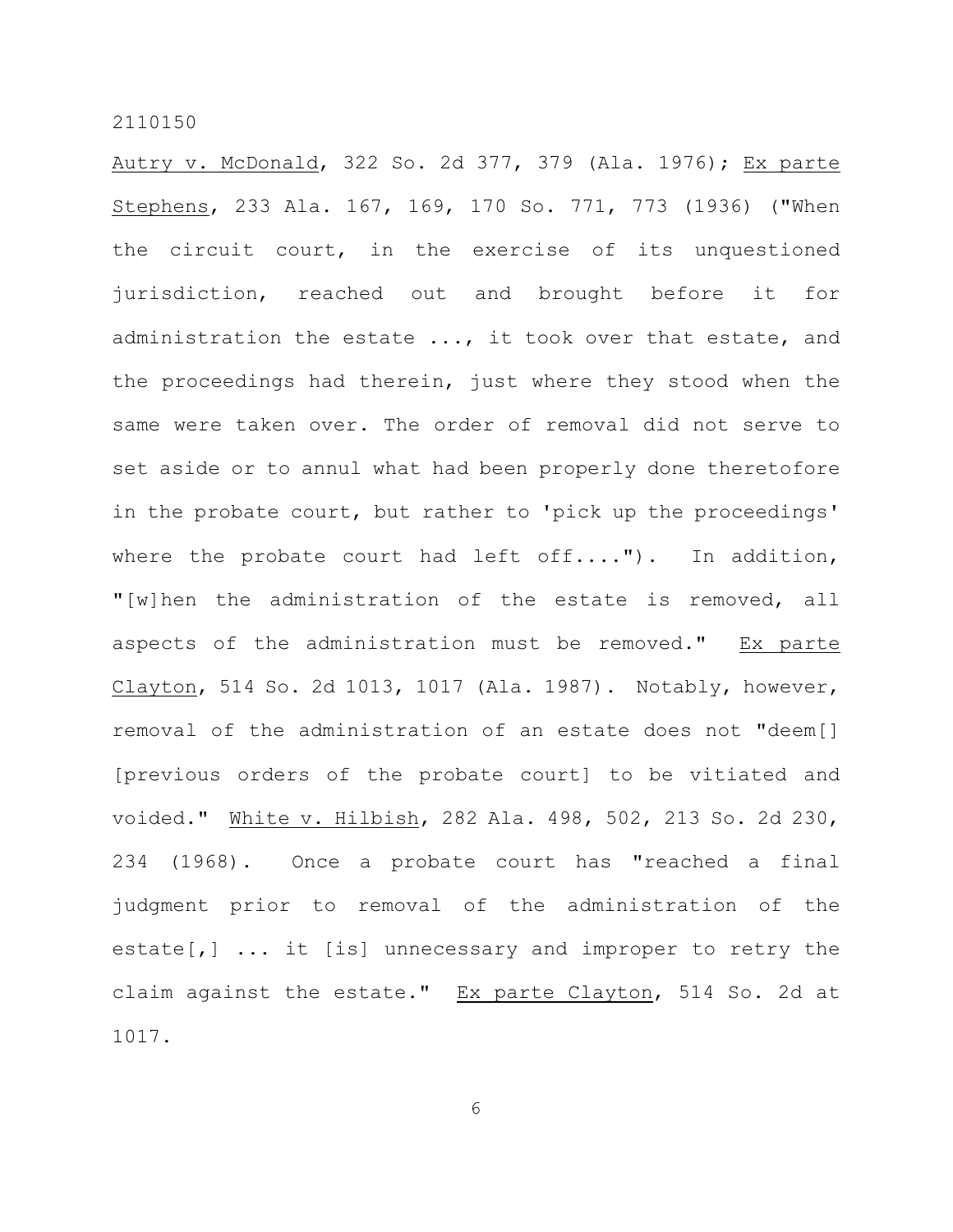Autry v. McDonald, 322 So. 2d 377, 379 (Ala. 1976); Ex parte Stephens, 233 Ala. 167, 169, 170 So. 771, 773 (1936) ("When the circuit court, in the exercise of its unquestioned jurisdiction, reached out and brought before it for administration the estate ..., it took over that estate, and the proceedings had therein, just where they stood when the same were taken over. The order of removal did not serve to set aside or to annul what had been properly done theretofore in the probate court, but rather to 'pick up the proceedings' where the probate court had left off...."). In addition, "[w]hen the administration of the estate is removed, all aspects of the administration must be removed." Ex parte Clayton, 514 So. 2d 1013, 1017 (Ala. 1987). Notably, however, removal of the administration of an estate does not "deem[] [previous orders of the probate court] to be vitiated and voided." White v. Hilbish, 282 Ala. 498, 502, 213 So. 2d 230, 234 (1968). Once a probate court has "reached a final judgment prior to removal of the administration of the estate[,] ... it [is] unnecessary and improper to retry the claim against the estate." Ex parte Clayton, 514 So. 2d at 1017.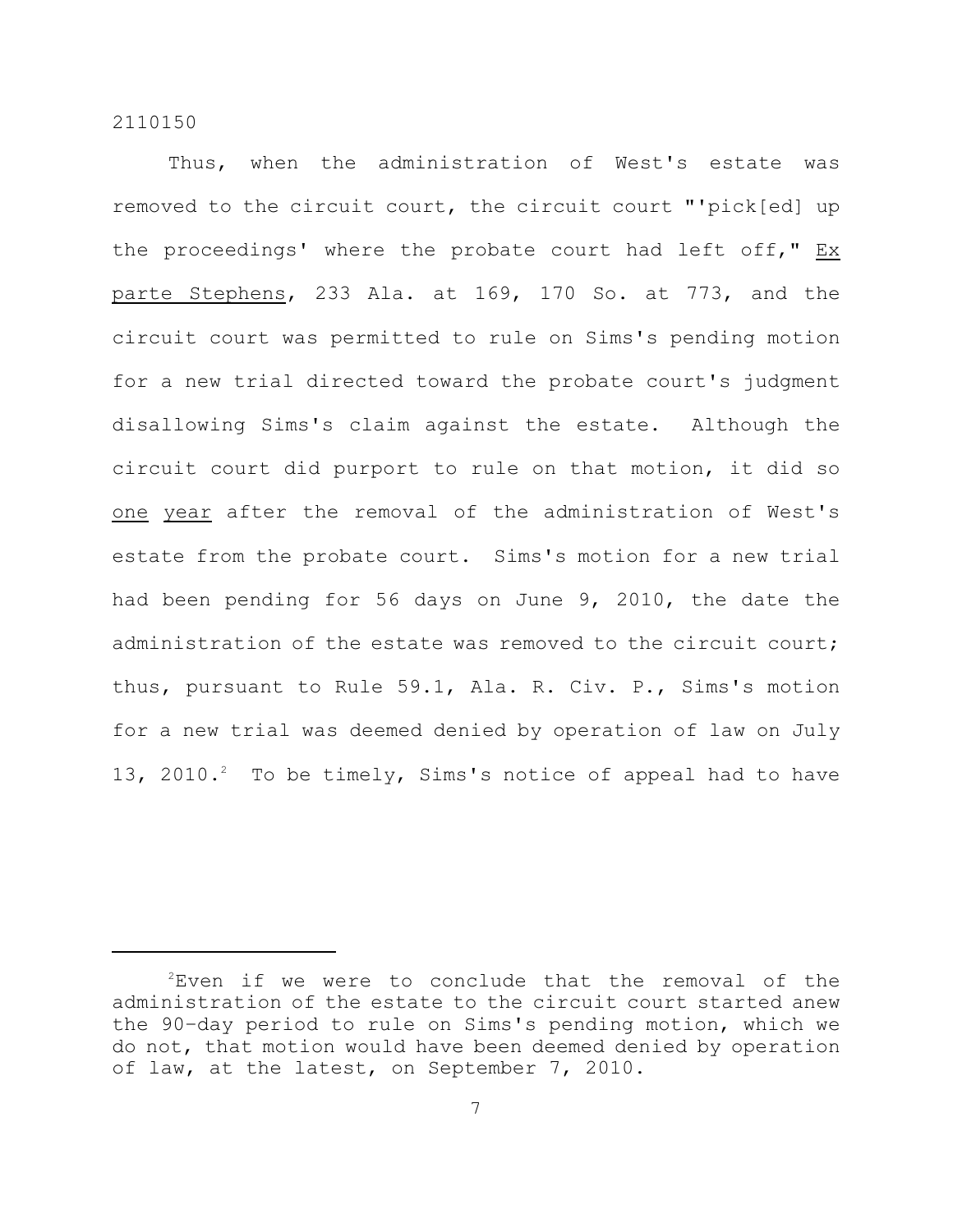Thus, when the administration of West's estate was removed to the circuit court, the circuit court "'pick[ed] up the proceedings' where the probate court had left off," Ex parte Stephens, 233 Ala. at 169, 170 So. at 773, and the circuit court was permitted to rule on Sims's pending motion for a new trial directed toward the probate court's judgment disallowing Sims's claim against the estate. Although the circuit court did purport to rule on that motion, it did so one year after the removal of the administration of West's estate from the probate court. Sims's motion for a new trial had been pending for 56 days on June 9, 2010, the date the administration of the estate was removed to the circuit court; thus, pursuant to Rule 59.1, Ala. R. Civ. P., Sims's motion for a new trial was deemed denied by operation of law on July 13, 2010.[2] To be timely, Sims's notice of appeal had to have

---

[2]Even if we were to conclude that the removal of the administration of the estate to the circuit court started anew the 90-day period to rule on Sims's pending motion, which we do not, that motion would have been deemed denied by operation of law, at the latest, on September 7, 2010.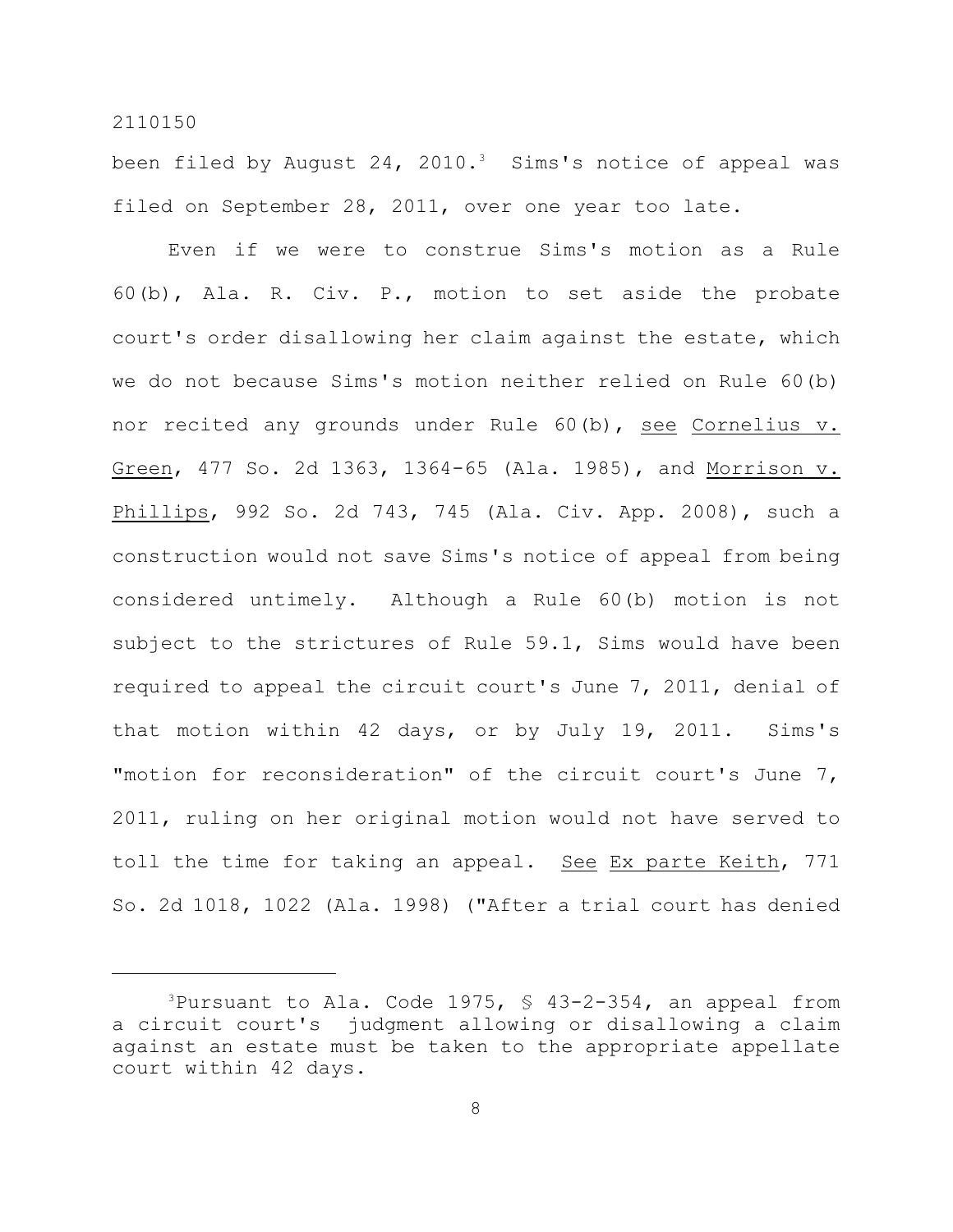been filed by August 24, 2010.[3] Sims's notice of appeal was filed on September 28, 2011, over one year too late.

Even if we were to construe Sims's motion as a Rule 60(b), Ala. R. Civ. P., motion to set aside the probate court's order disallowing her claim against the estate, which we do not because Sims's motion neither relied on Rule 60(b) nor recited any grounds under Rule 60(b), see Cornelius v. Green, 477 So. 2d 1363, 1364-65 (Ala. 1985), and Morrison v. Phillips, 992 So. 2d 743, 745 (Ala. Civ. App. 2008), such a construction would not save Sims's notice of appeal from being considered untimely. Although a Rule 60(b) motion is not subject to the strictures of Rule 59.1, Sims would have been required to appeal the circuit court's June 7, 2011, denial of that motion within 42 days, or by July 19, 2011. Sims's "motion for reconsideration" of the circuit court's June 7, 2011, ruling on her original motion would not have served to toll the time for taking an appeal. See Ex parte Keith, 771 So. 2d 1018, 1022 (Ala. 1998) ("After a trial court has denied

---

[3]Pursuant to Ala. Code 1975, § 43-2-354, an appeal from a circuit court's judgment allowing or disallowing a claim against an estate must be taken to the appropriate appellate court within 42 days.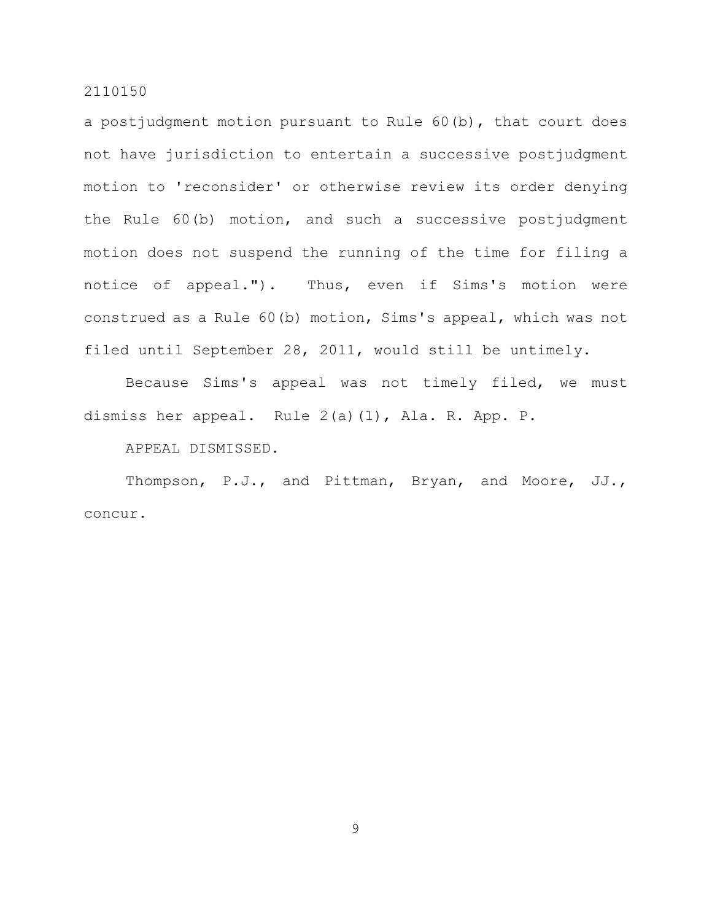a postjudgment motion pursuant to Rule 60(b), that court does not have jurisdiction to entertain a successive postjudgment motion to 'reconsider' or otherwise review its order denying the Rule 60(b) motion, and such a successive postjudgment motion does not suspend the running of the time for filing a notice of appeal."). Thus, even if Sims's motion were construed as a Rule 60(b) motion, Sims's appeal, which was not filed until September 28, 2011, would still be untimely.

Because Sims's appeal was not timely filed, we must dismiss her appeal. Rule 2(a)(1), Ala. R. App. P.

APPEAL DISMISSED.

Thompson, P.J., and Pittman, Bryan, and Moore, JJ., concur.